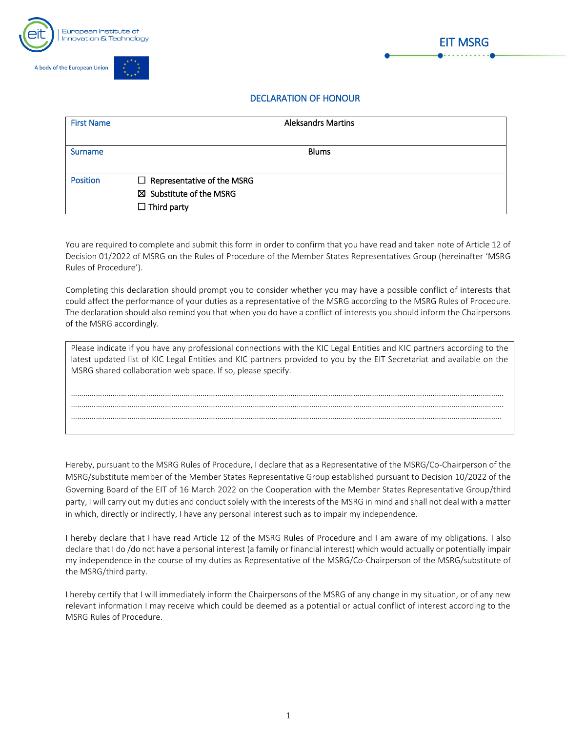European Institute of Innovation & Technology

A body of the European Union

EIT MSRG

## DECLARATION OF HONOUR

| First Name | Aleksandrs Martins |
| --- | --- |
| Surname | Blums |
| Position | ☐ Representative of the MSRG<br>☒ Substitute of the MSRG<br>☐ Third party |

You are required to complete and submit this form in order to confirm that you have read and taken note of Article 12 of Decision 01/2022 of MSRG on the Rules of Procedure of the Member States Representatives Group (hereinafter 'MSRG Rules of Procedure').

Completing this declaration should prompt you to consider whether you may have a possible conflict of interests that could affect the performance of your duties as a representative of the MSRG according to the MSRG Rules of Procedure. The declaration should also remind you that when you do have a conflict of interests you should inform the Chairpersons of the MSRG accordingly.

> Please indicate if you have any professional connections with the KIC Legal Entities and KIC partners according to the latest updated list of KIC Legal Entities and KIC partners provided to you by the EIT Secretariat and available on the MSRG shared collaboration web space. If so, please specify.
>
> ……………………………………………………………………………………………………………………………………………………………
> ……………………………………………………………………………………………………………………………………………………………
> ……………………………………………………………………………………………………………………………………………………………

Hereby, pursuant to the MSRG Rules of Procedure, I declare that as a Representative of the MSRG/Co-Chairperson of the MSRG/substitute member of the Member States Representative Group established pursuant to Decision 10/2022 of the Governing Board of the EIT of 16 March 2022 on the Cooperation with the Member States Representative Group/third party, I will carry out my duties and conduct solely with the interests of the MSRG in mind and shall not deal with a matter in which, directly or indirectly, I have any personal interest such as to impair my independence.

I hereby declare that I have read Article 12 of the MSRG Rules of Procedure and I am aware of my obligations. I also declare that I do /do not have a personal interest (a family or financial interest) which would actually or potentially impair my independence in the course of my duties as Representative of the MSRG/Co-Chairperson of the MSRG/substitute of the MSRG/third party.

I hereby certify that I will immediately inform the Chairpersons of the MSRG of any change in my situation, or of any new relevant information I may receive which could be deemed as a potential or actual conflict of interest according to the MSRG Rules of Procedure.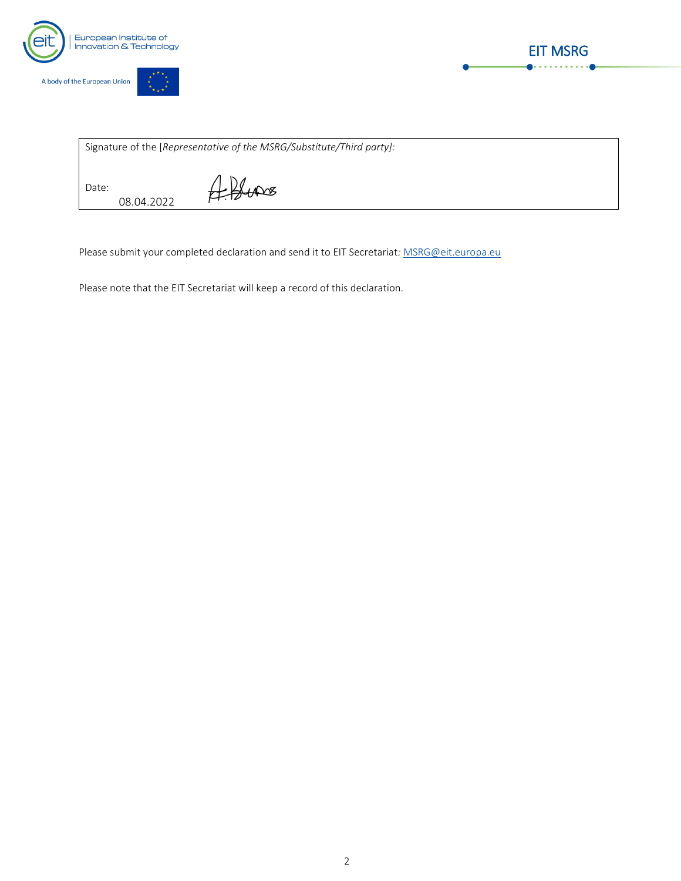| |
|---|
| Signature of the [*Representative of the MSRG/Substitute/Third party]:* <br><br> Date: 08.04.2022 |

Please submit your completed declaration and send it to EIT Secretariat*:* MSRG@eit.europa.eu

Please note that the EIT Secretariat will keep a record of this declaration.